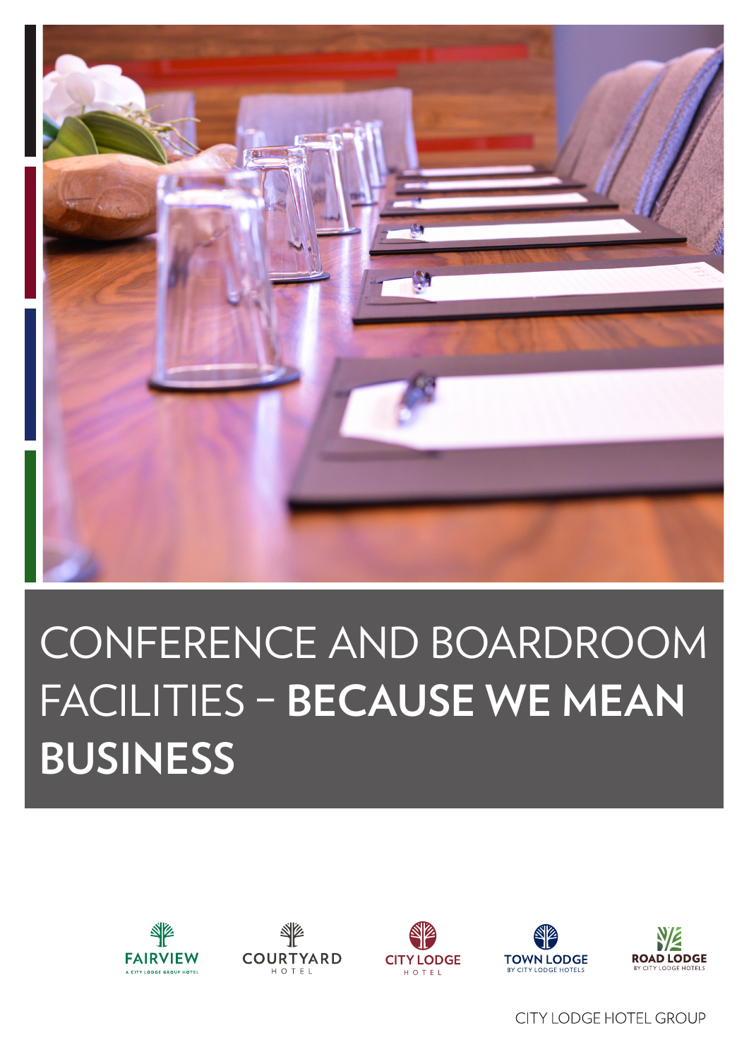# CONFERENCE AND BOARDROOM FACILITIES – **BECAUSE WE MEAN BUSINESS**

FAIRVIEW
A CITY LODGE GROUP HOTEL

COURTYARD
HOTEL

CITY LODGE
HOTEL

TOWN LODGE
BY CITY LODGE HOTELS

ROAD LODGE
BY CITY LODGE HOTELS

CITY LODGE HOTEL GROUP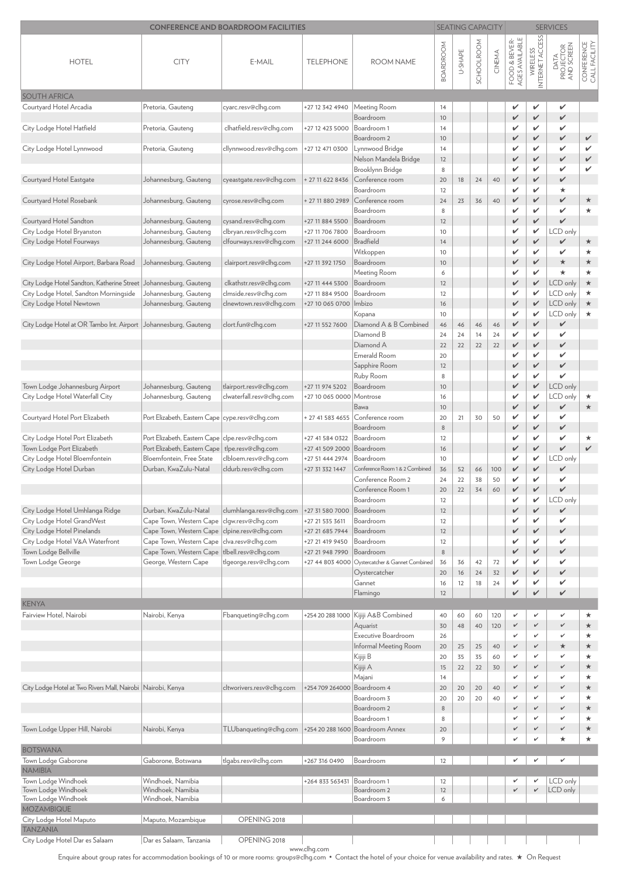| CONFERENCE AND BOARDROOM FACILITIES | | | | | SEATING CAPACITY | | | | SERVICES | | | |
|---|---|---|---|---|---|---|---|---|---|---|---|---|
| HOTEL | CITY | E-MAIL | TELEPHONE | ROOM NAME | BOARDROOM | U-SHAPE | SCHOOLROOM | CINEMA | FOOD & BEVERAGES AVAILABLE | WIRELESS INTERNET ACCESS | DATA PROJECTOR AND SCREEN | CONFERENCE CALL FACILITY |
| **SOUTH AFRICA** | | | | | | | | | | | | |
| Courtyard Hotel Arcadia | Pretoria, Gauteng | cyarc.resv@clhg.com | +27 12 342 4940 | Meeting Room | 14 | | | | ✔ | ✔ | ✔ | |
| | | | | Boardroom | 10 | | | | ✔ | ✔ | ✔ | |
| City Lodge Hotel Hatfield | Pretoria, Gauteng | clhatfield.resv@clhg.com | +27 12 423 5000 | Boardroom 1 | 14 | | | | ✔ | ✔ | ✔ | |
| | | | | Boardroom 2 | 10 | | | | ✔ | ✔ | ✔ | ✔ |
| City Lodge Hotel Lynnwood | Pretoria, Gauteng | cllynnwood.resv@clhg.com | +27 12 471 0300 | Lynnwood Bridge | 14 | | | | ✔ | ✔ | ✔ | ✔ |
| | | | | Nelson Mandela Bridge | 12 | | | | ✔ | ✔ | ✔ | ✔ |
| | | | | Brooklynn Bridge | 8 | | | | ✔ | ✔ | ✔ | ✔ |
| Courtyard Hotel Eastgate | Johannesburg, Gauteng | cyeastgate.resv@clhg.com | + 27 11 622 8436 | Conference room | 20 | 18 | 24 | 40 | ✔ | ✔ | ✔ | |
| | | | | Boardroom | 12 | | | | ✔ | ✔ | ★ | |
| Courtyard Hotel Rosebank | Johannesburg, Gauteng | cyrose.resv@clhg.com | + 27 11 880 2989 | Conference room | 24 | 23 | 36 | 40 | ✔ | ✔ | ✔ | ★ |
| | | | | Boardroom | 8 | | | | ✔ | ✔ | ✔ | ★ |
| Courtyard Hotel Sandton | Johannesburg, Gauteng | cysand.resv@clhg.com | +27 11 884 5500 | Boardroom | 12 | | | | ✔ | ✔ | ✔ | |
| City Lodge Hotel Bryanston | Johannesburg, Gauteng | clbryan.resv@clhg.com | +27 11 706 7800 | Boardroom | 10 | | | | ✔ | ✔ | LCD only | |
| City Lodge Hotel Fourways | Johannesburg, Gauteng | clfourways.resv@clhg.com | +27 11 244 6000 | Bradfield | 14 | | | | ✔ | ✔ | ✔ | ★ |
| | | | | Witkoppen | 10 | | | | ✔ | ✔ | ✔ | ★ |
| City Lodge Hotel Airport, Barbara Road | Johannesburg, Gauteng | clairport.resv@clhg.com | +27 11 392 1750 | Boardroom | 10 | | | | ✔ | ✔ | ★ | ★ |
| | | | | Meeting Room | 6 | | | | ✔ | ✔ | ★ | ★ |
| City Lodge Hotel Sandton, Katherine Street | Johannesburg, Gauteng | clkathstr.resv@clhg.com | +27 11 444 5300 | Boardroom | 12 | | | | ✔ | ✔ | LCD only | ★ |
| City Lodge Hotel, Sandton Morningside | Johannesburg, Gauteng | clmside.resv@clhg.com | +27 11 884 9500 | Boardroom | 12 | | | | ✔ | ✔ | LCD only | ★ |
| City Lodge Hotel Newtown | Johannesburg, Gauteng | clnewtown.resv@clhg.com | +27 10 065 0700 | Imbizo | 16 | | | | ✔ | ✔ | LCD only | ★ |
| | | | | Kopana | 10 | | | | ✔ | ✔ | LCD only | ★ |
| City Lodge Hotel at OR Tambo Int. Airport | Johannesburg, Gauteng | clort.fun@clhg.com | +27 11 552 7600 | Diamond A & B Combined | 46 | 46 | 46 | 46 | ✔ | ✔ | ✔ | |
| | | | | Diamond B | 24 | 24 | 14 | 24 | ✔ | ✔ | ✔ | |
| | | | | Diamond A | 22 | 22 | 22 | 22 | ✔ | ✔ | ✔ | |
| | | | | Emerald Room | 20 | | | | ✔ | ✔ | ✔ | |
| | | | | Sapphire Room | 12 | | | | ✔ | ✔ | ✔ | |
| | | | | Ruby Room | 8 | | | | ✔ | ✔ | ✔ | |
| Town Lodge Johannesburg Airport | Johannesburg, Gauteng | tlairport.resv@clhg.com | +27 11 974 5202 | Boardroom | 10 | | | | ✔ | ✔ | LCD only | |
| City Lodge Hotel Waterfall City | Johannesburg, Gauteng | clwaterfall.resv@clhg.com | +27 10 065 0000 | Montrose | 16 | | | | ✔ | ✔ | LCD only | ★ |
| | | | | Bawa | 10 | | | | ✔ | ✔ | ✔ | ★ |
| Courtyard Hotel Port Elizabeth | Port Elizabeth, Eastern Cape | cype.resv@clhg.com | + 27 41 583 4655 | Conference room | 20 | 21 | 30 | 50 | ✔ | ✔ | ✔ | |
| | | | | Boardroom | 8 | | | | ✔ | ✔ | ✔ | |
| City Lodge Hotel Port Elizabeth | Port Elizabeth, Eastern Cape | clpe.resv@clhg.com | +27 41 584 0322 | Boardroom | 12 | | | | ✔ | ✔ | ✔ | ★ |
| Town Lodge Port Elizabeth | Port Elizabeth, Eastern Cape | tlpe.resv@clhg.com | +27 41 509 2000 | Boardroom | 16 | | | | ✔ | ✔ | ✔ | ✔ |
| City Lodge Hotel Bloemfontein | Bloemfontein, Free State | clbloem.resv@clhg.com | +27 51 444 2974 | Boardroom | 10 | | | | ✔ | ✔ | LCD only | |
| City Lodge Hotel Durban | Durban, KwaZulu-Natal | cldurb.resv@clhg.com | +27 31 332 1447 | Conference Room 1 & 2 Combined | 36 | 52 | 66 | 100 | ✔ | ✔ | ✔ | |
| | | | | Conference Room 2 | 24 | 22 | 38 | 50 | ✔ | ✔ | ✔ | |
| | | | | Conference Room 1 | 20 | 22 | 34 | 60 | ✔ | ✔ | ✔ | |
| | | | | Boardroom | 12 | | | | ✔ | ✔ | LCD only | |
| City Lodge Hotel Umhlanga Ridge | Durban, KwaZulu-Natal | clumhlanga.resv@clhg.com | +27 31 580 7000 | Boardroom | 12 | | | | ✔ | ✔ | ✔ | |
| City Lodge Hotel GrandWest | Cape Town, Western Cape | clgw.resv@clhg.com | +27 21 535 3611 | Boardroom | 12 | | | | ✔ | ✔ | ✔ | |
| City Lodge Hotel Pinelands | Cape Town, Western Cape | clpine.resv@clhg.com | +27 21 685 7944 | Boardroom | 12 | | | | ✔ | ✔ | ✔ | |
| City Lodge Hotel V&A Waterfront | Cape Town, Western Cape | clva.resv@clhg.com | +27 21 419 9450 | Boardroom | 12 | | | | ✔ | ✔ | ✔ | |
| Town Lodge Bellville | Cape Town, Western Cape | tlbell.resv@clhg.com | +27 21 948 7990 | Boardroom | 8 | | | | ✔ | ✔ | ✔ | |
| Town Lodge George | George, Western Cape | tlgeorge.resv@clhg.com | +27 44 803 4000 | Oystercatcher & Gannet Combined | 36 | 36 | 42 | 72 | ✔ | ✔ | ✔ | |
| | | | | Oystercatcher | 20 | 16 | 24 | 32 | ✔ | ✔ | ✔ | |
| | | | | Gannet | 16 | 12 | 18 | 24 | ✔ | ✔ | ✔ | |
| | | | | Flamingo | 12 | | | | ✔ | ✔ | ✔ | |
| **KENYA** | | | | | | | | | | | | |
| Fairview Hotel, Nairobi | Nairobi, Kenya | Fbanqueting@clhg.com | +254 20 288 1000 | Kijiji A&B Combined | 40 | 60 | 60 | 120 | ✔ | ✔ | ✔ | ★ |
| | | | | Aquarist | 30 | 48 | 40 | 120 | ✔ | ✔ | ✔ | ★ |
| | | | | Executive Boardroom | 26 | | | | ✔ | ✔ | ✔ | ★ |
| | | | | Informal Meeting Room | 20 | 25 | 25 | 40 | ✔ | ✔ | ★ | ★ |
| | | | | Kijiji B | 20 | 35 | 35 | 60 | ✔ | ✔ | ✔ | ★ |
| | | | | Kijiji A | 15 | 22 | 22 | 30 | ✔ | ✔ | ✔ | ★ |
| | | | | Majani | 14 | | | | ✔ | ✔ | ✔ | ★ |
| City Lodge Hotel at Two Rivers Mall, Nairobi | Nairobi, Kenya | cltworivers.resv@clhg.com | +254 709 264000 | Boardroom 4 | 20 | 20 | 20 | 40 | ✔ | ✔ | ✔ | ★ |
| | | | | Boardroom 3 | 20 | 20 | 20 | 40 | ✔ | ✔ | ✔ | ★ |
| | | | | Boardroom 2 | 8 | | | | ✔ | ✔ | ✔ | ★ |
| | | | | Boardroom 1 | 8 | | | | ✔ | ✔ | ✔ | ★ |
| Town Lodge Upper Hill, Nairobi | Nairobi, Kenya | TLUbanqueting@clhg.com | +254 20 288 1600 | Boardroom Annex | 20 | | | | ✔ | ✔ | ✔ | ★ |
| | | | | Boardroom | 9 | | | | ✔ | ✔ | ★ | ★ |
| **BOTSWANA** | | | | | | | | | | | | |
| Town Lodge Gaborone | Gaborone, Botswana | tlgabs.resv@clhg.com | +267 316 0490 | Boardroom | 12 | | | | ✔ | ✔ | ✔ | |
| **NAMIBIA** | | | | | | | | | | | | |
| Town Lodge Windhoek | Windhoek, Namibia | | +264 833 563431 | Boardroom 1 | 12 | | | | ✔ | ✔ | LCD only | |
| Town Lodge Windhoek | Windhoek, Namibia | | | Boardroom 2 | 12 | | | | ✔ | ✔ | LCD only | |
| Town Lodge Windhoek | Windhoek, Namibia | | | Boardroom 3 | 6 | | | | | | | |
| **MOZAMBIQUE** | | | | | | | | | | | | |
| City Lodge Hotel Maputo | Maputo, Mozambique | OPENING 2018 | | | | | | | | | | |
| **TANZANIA** | | | | | | | | | | | | |
| City Lodge Hotel Dar es Salaam | Dar es Salaam, Tanzania | OPENING 2018 | | | | | | | | | | |

www.clhg.com

Enquire about group rates for accommodation bookings of 10 or more rooms: groups@clhg.com • Contact the hotel of your choice for venue availability and rates. ★ On Request